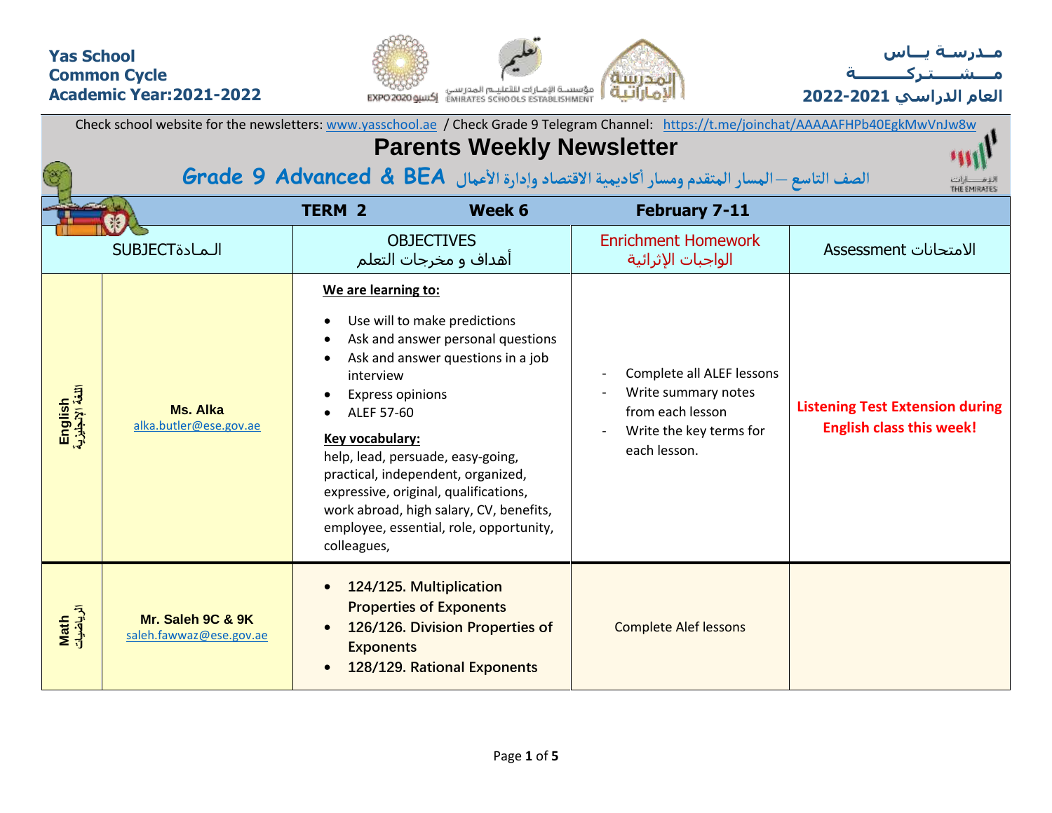Yas School
Common Cycle
Academic Year:2021-2022

مــدرسـة يــاس
مــشـــتـركـــــة
العام الدراسي 2021-2022

Check school website for the newsletters: www.yasschool.ae / Check Grade 9 Telegram Channel: https://t.me/joinchat/AAAAFHPb40EgkMwVnJw8w

# Parents Weekly Newsletter

## Grade 9 Advanced & BEA الصف التاسع – المسار المتقدم ومسار أكاديمية الاقتصاد وإدارة الأعمال

| | TERM 2 | Week 6 | February 7-11 | |
|---|---|---|---|---|
| SUBJECTالـمـادة | | OBJECTIVES أهداف و مخرجات التعلم | Enrichment Homework الواجبات الإثرائية | Assessment الامتحانات |
| English اللغة الإنجليزية | **Ms. Alka** alka.butler@ese.gov.ae | **We are learning to:** <br>• Use will to make predictions <br>• Ask and answer personal questions <br>• Ask and answer questions in a job interview <br>• Express opinions <br>• ALEF 57-60 <br>**Key vocabulary:** help, lead, persuade, easy-going, practical, independent, organized, expressive, original, qualifications, work abroad, high salary, CV, benefits, employee, essential, role, opportunity, colleagues, | - Complete all ALEF lessons <br>- Write summary notes from each lesson <br>- Write the key terms for each lesson. | **Listening Test Extension during English class this week!** |
| Math الرياضيات | **Mr. Saleh 9C & 9K** saleh.fawwaz@ese.gov.ae | • **124/125. Multiplication Properties of Exponents** <br>• **126/126. Division Properties of Exponents** <br>• **128/129. Rational Exponents** | Complete Alef lessons | |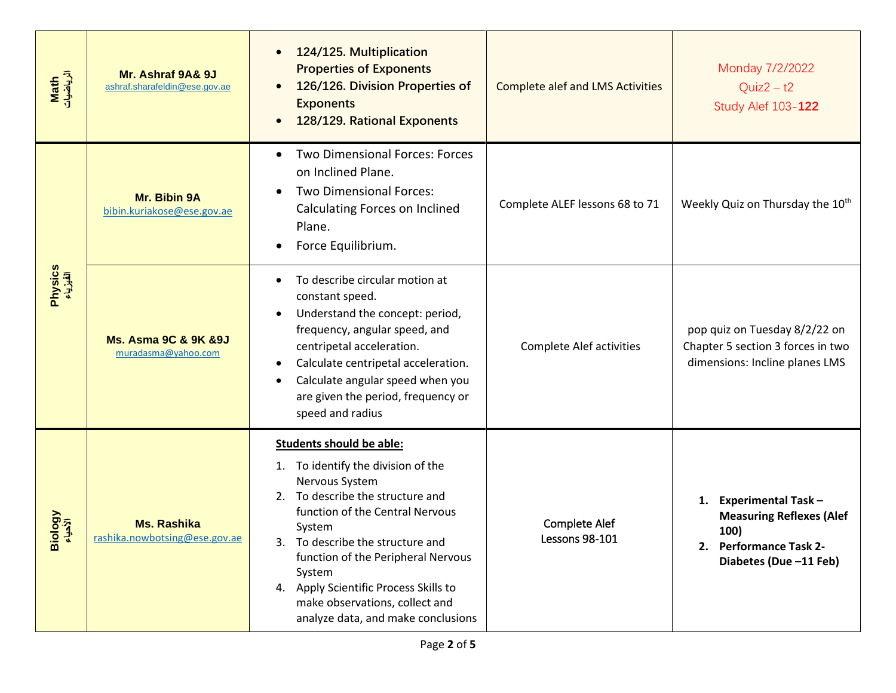| Math الرياضيات | Mr. Ashraf 9A& 9J<br>ashraf.sharafeldin@ese.gov.ae | • 124/125. Multiplication Properties of Exponents<br>• 126/126. Division Properties of Exponents<br>• 128/129. Rational Exponents | Complete alef and LMS Activities | Monday 7/2/2022<br>Quiz2 – t2<br>Study Alef 103-**122** |
|---|---|---|---|---|
| Physics الفيزياء | Mr. Bibin 9A<br>bibin.kuriakose@ese.gov.ae | • Two Dimensional Forces: Forces on Inclined Plane.<br>• Two Dimensional Forces: Calculating Forces on Inclined Plane.<br>• Force Equilibrium. | Complete ALEF lessons 68 to 71 | Weekly Quiz on Thursday the 10th |
| | Ms. Asma 9C & 9K &9J<br>muradasma@yahoo.com | • To describe circular motion at constant speed.<br>• Understand the concept: period, frequency, angular speed, and centripetal acceleration.<br>• Calculate centripetal acceleration.<br>• Calculate angular speed when you are given the period, frequency or speed and radius | Complete Alef activities | pop quiz on Tuesday 8/2/22 on Chapter 5 section 3 forces in two dimensions: Incline planes LMS |
| Biology الأحياء | Ms. Rashika<br>rashika.nowbotsing@ese.gov.ae | **Students should be able:**<br>1. To identify the division of the Nervous System<br>2. To describe the structure and function of the Central Nervous System<br>3. To describe the structure and function of the Peripheral Nervous System<br>4. Apply Scientific Process Skills to make observations, collect and analyze data, and make conclusions | Complete Alef Lessons 98-101 | **1. Experimental Task – Measuring Reflexes (Alef 100)**<br>**2. Performance Task 2- Diabetes (Due –11 Feb)** |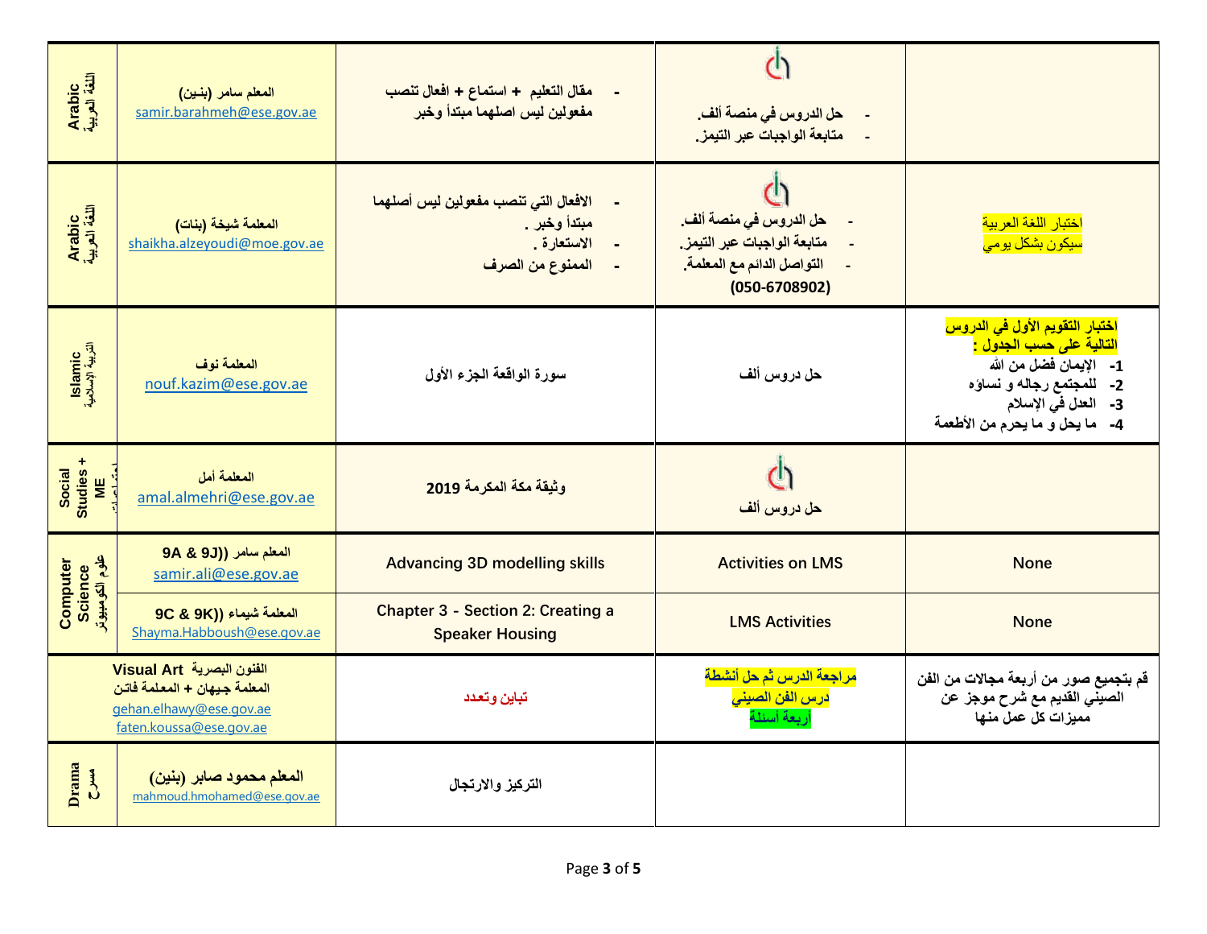| | | | | |
|---|---|---|---|---|
| Arabic اللغة العربية | المعلم سامر (بنـين) samir.barahmeh@ese.gov.ae | - مقال التعليم + استماع + افعال تنصب مفعولين ليس اصلهما مبتدأ وخبر | - حل الدروس في منصة ألف. - متابعة الواجبات عبر التيمز. | |
| Arabic اللغة العربية | المعلمة شيخة (بنات) shaikha.alzeyoudi@moe.gov.ae | - الافعال التي تنصب مفعولين ليس أصلهما مبتدأ وخبر . - الاستعارة . - الممنوع من الصرف | - حل الدروس في منصة ألف. - متابعة الواجبات عبر التيمز. - التواصل الدائم مع المعلمة. (050-6708902) | اختبار اللغة العربية سيكون بشكل يومي |
| Islamic التربية الإسلامية | المعلمة نوف nouf.kazim@ese.gov.ae | سورة الواقعة الجزء الأول | حل دروس ألف | اختبار التقويم الأول في الدروس التالية على حسب الجدول : 1- الإيمان فضل من الله 2- للمجتمع رجاله و نساؤه 3- العدل في الإسلام 4- ما يحل و ما يحرم من الأطعمة |
| Social Studies + ME اجتماعيات | المعلمة أمل amal.almehri@ese.gov.ae | وثيقة مكة المكرمة 2019 | حل دروس ألف | |
| Computer Science علوم الكومبيوتر | المعلم سامر ((9A & 9J samir.ali@ese.gov.ae | Advancing 3D modelling skills | Activities on LMS | None |
| | المعلمة شيماء ((9C & 9K Shayma.Habboush@ese.gov.ae | Chapter 3 - Section 2: Creating a Speaker Housing | LMS Activities | None |
| الفنون البصرية Visual Art | المعلمة جيهان + المعلمة فاتن gehan.elhawy@ese.gov.ae faten.koussa@ese.gov.ae | تباين وتعدد | مراجعة الدرس ثم حل أنشطة درس الفن الصيني أربعة أسئلة | قم بتجميع صور من أربعة مجالات من الفن الصيني القديم مع شرح موجز عن مميزات كل عمل منها |
| Drama مسرح | المعلم محمود صابر (بنين) mahmoud.hmohamed@ese.gov.ae | التركيز والارتجال | | |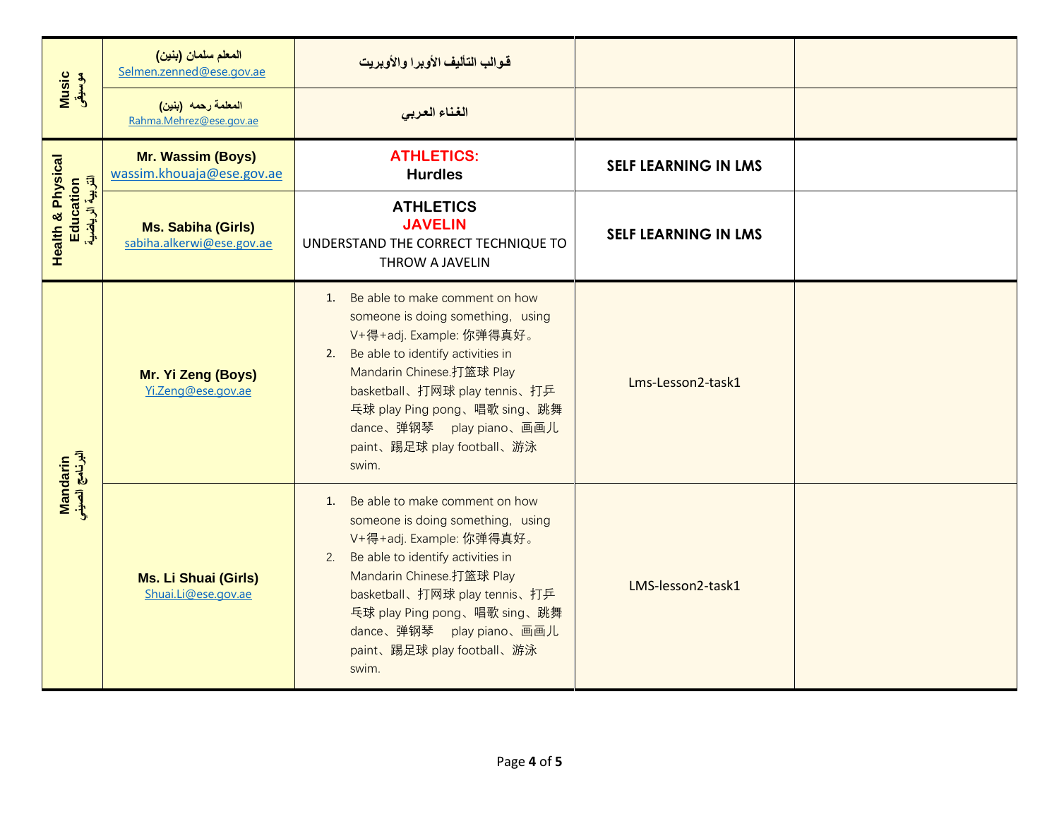| | | | | |
|---|---|---|---|---|
| Music موسيقى | المعلم سلمان (بنين) Selmen.zenned@ese.gov.ae | قوالب التأليف الأوبرا والأوبريت | | |
| | المعلمة رحمه (بنين) Rahma.Mehrez@ese.gov.ae | الغناء العربي | | |
| Health & Physical Education التربية الرياضية | **Mr. Wassim (Boys)** wassim.khouaja@ese.gov.ae | **ATHLETICS:** **Hurdles** | **SELF LEARNING IN LMS** | |
| | **Ms. Sabiha (Girls)** sabiha.alkerwi@ese.gov.ae | **ATHLETICS** **JAVELIN** UNDERSTAND THE CORRECT TECHNIQUE TO THROW A JAVELIN | **SELF LEARNING IN LMS** | |
| Mandarin البرنامج الصيني | **Mr. Yi Zeng (Boys)** Yi.Zeng@ese.gov.ae | 1. Be able to make comment on how someone is doing something，using V+得+adj. Example: 你弹得真好。 2. Be able to identify activities in Mandarin Chinese.打篮球 Play basketball、打网球 play tennis、打乒乓球 play Ping pong、唱歌 sing、跳舞 dance、弹钢琴 play piano、画画儿 paint、踢足球 play football、游泳 swim. | Lms-Lesson2-task1 | |
| | **Ms. Li Shuai (Girls)** Shuai.Li@ese.gov.ae | 1. Be able to make comment on how someone is doing something，using V+得+adj. Example: 你弹得真好。 2. Be able to identify activities in Mandarin Chinese.打篮球 Play basketball、打网球 play tennis、打乒乓球 play Ping pong、唱歌 sing、跳舞 dance、弹钢琴 play piano、画画儿 paint、踢足球 play football、游泳 swim. | LMS-lesson2-task1 | |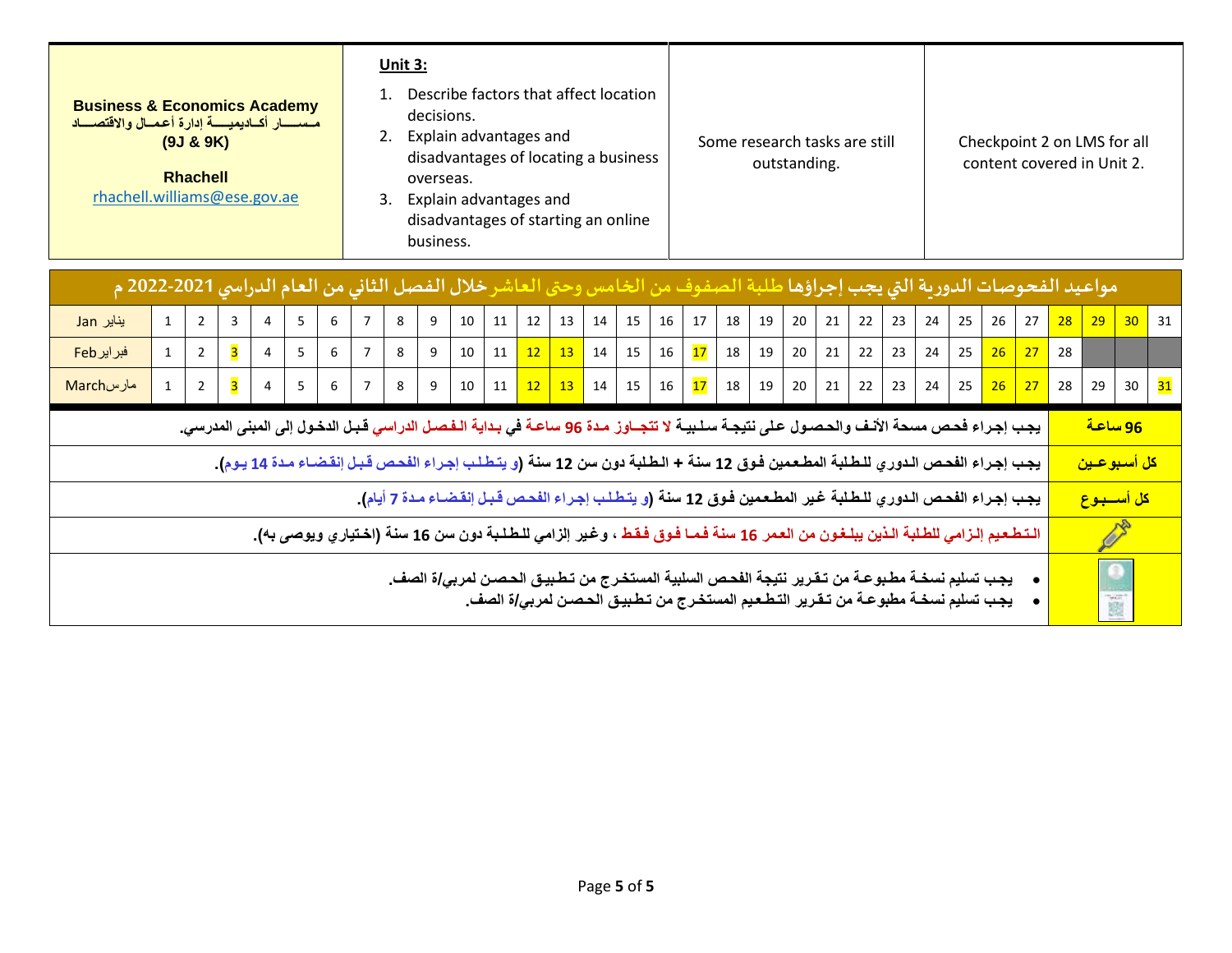| | | | |
|---|---|---|---|
| **Business & Economics Academy**<br>**مســـــار أكــاديميـــــة إدارة أعمـــال والاقتصـــاد**<br>**(9J & 9K)**<br><br>**Rhachell**<br>rhachell.williams@ese.gov.ae | **Unit 3:**<br>1. Describe factors that affect location decisions.<br>2. Explain advantages and disadvantages of locating a business overseas.<br>3. Explain advantages and disadvantages of starting an online business. | Some research tasks are still outstanding. | Checkpoint 2 on LMS for all content covered in Unit 2. |

**مواعيد الفحوصات الدورية التي يجب إجراؤها طلبة الصفوف من الخامس وحتى العاشر خلال الفصل الثاني من العام الدراسي 2021-2022 م**

| | | | | | | | | | | | | | | | | | | | | | | | | | | | | | | | |
|---|---|---|---|---|---|---|---|---|---|---|---|---|---|---|---|---|---|---|---|---|---|---|---|---|---|---|---|---|---|---|---|
| يناير Jan | 1 | 2 | 3 | 4 | 5 | 6 | 7 | 8 | 9 | 10 | 11 | 12 | 13 | 14 | 15 | 16 | 17 | 18 | 19 | 20 | 21 | 22 | 23 | 24 | 25 | 26 | 27 | 28 | 29 | 30 | 31 |
| فبراير Feb | 1 | 2 | 3 | 4 | 5 | 6 | 7 | 8 | 9 | 10 | 11 | 12 | 13 | 14 | 15 | 16 | 17 | 18 | 19 | 20 | 21 | 22 | 23 | 24 | 25 | 26 | 27 | 28 | | | |
| مارس March | 1 | 2 | 3 | 4 | 5 | 6 | 7 | 8 | 9 | 10 | 11 | 12 | 13 | 14 | 15 | 16 | 17 | 18 | 19 | 20 | 21 | 22 | 23 | 24 | 25 | 26 | 27 | 28 | 29 | 30 | 31 |

| | |
|---|---|
| **96 ساعة** | **يجب إجراء فحص مسحة الأنف والحصول على نتيجة سلبية لا تتجاوز مدة 96 ساعة في بداية الفصل الدراسي قبل الدخول إلى المبنى المدرسي.** |
| **كل أسبوعين** | **يجب إجراء الفحص الدوري للطلبة المطعمين فوق 12 سنة + الطلبة دون سن 12 سنة (و يتطلب إجراء الفحص قبل إنقضاء مدة 14 يوم).** |
| **كل أسبوع** | **يجب إجراء الفحص الدوري للطلبة غير المطعمين فوق 12 سنة (و يتطلب إجراء الفحص قبل إنقضاء مدة 7 أيام).** |
| | **التطعيم إلزامي للطلبة الذين يبلغون من العمر 16 سنة فما فوق فقط ، وغير إلزامي للطلبة دون سن 16 سنة (اختياري ويوصى به).** |
| | • **يجب تسليم نسخة مطبوعة من تقرير نتيجة الفحص السلبية المستخرج من تطبيق الحصن لمربي/ة الصف.**<br>• **يجب تسليم نسخة مطبوعة من تقرير التطعيم المستخرج من تطبيق الحصن لمربي/ة الصف.** |